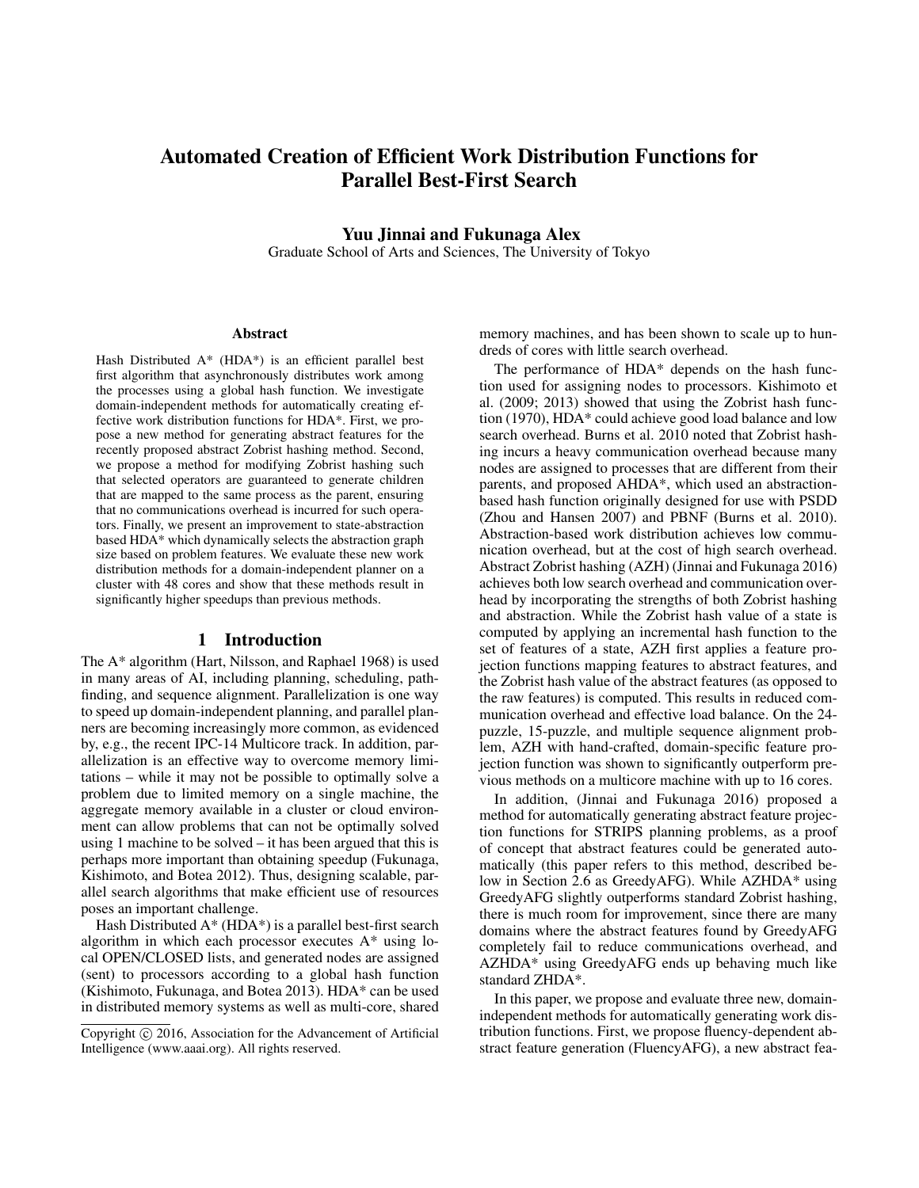# Automated Creation of Efficient Work Distribution Functions for Parallel Best-First Search

**Yuu Jinnai and Fukunaga Alex**
Graduate School of Arts and Sciences, The University of Tokyo

### Abstract

Hash Distributed A* (HDA*) is an efficient parallel best first algorithm that asynchronously distributes work among the processes using a global hash function. We investigate domain-independent methods for automatically creating effective work distribution functions for HDA*. First, we propose a new method for generating abstract features for the recently proposed abstract Zobrist hashing method. Second, we propose a method for modifying Zobrist hashing such that selected operators are guaranteed to generate children that are mapped to the same process as the parent, ensuring that no communications overhead is incurred for such operators. Finally, we present an improvement to state-abstraction based HDA* which dynamically selects the abstraction graph size based on problem features. We evaluate these new work distribution methods for a domain-independent planner on a cluster with 48 cores and show that these methods result in significantly higher speedups than previous methods.

## 1 Introduction

The A* algorithm (Hart, Nilsson, and Raphael 1968) is used in many areas of AI, including planning, scheduling, pathfinding, and sequence alignment. Parallelization is one way to speed up domain-independent planning, and parallel planners are becoming increasingly more common, as evidenced by, e.g., the recent IPC-14 Multicore track. In addition, parallelization is an effective way to overcome memory limitations – while it may not be possible to optimally solve a problem due to limited memory on a single machine, the aggregate memory available in a cluster or cloud environment can allow problems that can not be optimally solved using 1 machine to be solved – it has been argued that this is perhaps more important than obtaining speedup (Fukunaga, Kishimoto, and Botea 2012). Thus, designing scalable, parallel search algorithms that make efficient use of resources poses an important challenge.

Hash Distributed A* (HDA*) is a parallel best-first search algorithm in which each processor executes A* using local OPEN/CLOSED lists, and generated nodes are assigned (sent) to processors according to a global hash function (Kishimoto, Fukunaga, and Botea 2013). HDA* can be used in distributed memory systems as well as multi-core, shared memory machines, and has been shown to scale up to hundreds of cores with little search overhead.

The performance of HDA* depends on the hash function used for assigning nodes to processors. Kishimoto et al. (2009; 2013) showed that using the Zobrist hash function (1970), HDA* could achieve good load balance and low search overhead. Burns et al. 2010 noted that Zobrist hashing incurs a heavy communication overhead because many nodes are assigned to processes that are different from their parents, and proposed AHDA*, which used an abstraction-based hash function originally designed for use with PSDD (Zhou and Hansen 2007) and PBNF (Burns et al. 2010). Abstraction-based work distribution achieves low communication overhead, but at the cost of high search overhead. Abstract Zobrist hashing (AZH) (Jinnai and Fukunaga 2016) achieves both low search overhead and communication overhead by incorporating the strengths of both Zobrist hashing and abstraction. While the Zobrist hash value of a state is computed by applying an incremental hash function to the set of features of a state, AZH first applies a feature projection functions mapping features to abstract features, and the Zobrist hash value of the abstract features (as opposed to the raw features) is computed. This results in reduced communication overhead and effective load balance. On the 24-puzzle, 15-puzzle, and multiple sequence alignment problem, AZH with hand-crafted, domain-specific feature projection function was shown to significantly outperform previous methods on a multicore machine with up to 16 cores.

In addition, (Jinnai and Fukunaga 2016) proposed a method for automatically generating abstract feature projection functions for STRIPS planning problems, as a proof of concept that abstract features could be generated automatically (this paper refers to this method, described below in Section 2.6 as GreedyAFG). While AZHDA* using GreedyAFG slightly outperforms standard Zobrist hashing, there is much room for improvement, since there are many domains where the abstract features found by GreedyAFG completely fail to reduce communications overhead, and AZHDA* using GreedyAFG ends up behaving much like standard ZHDA*.

In this paper, we propose and evaluate three new, domain-independent methods for automatically generating work distribution functions. First, we propose fluency-dependent abstract feature generation (FluencyAFG), a new abstract fea-

Copyright © 2016, Association for the Advancement of Artificial Intelligence (www.aaai.org). All rights reserved.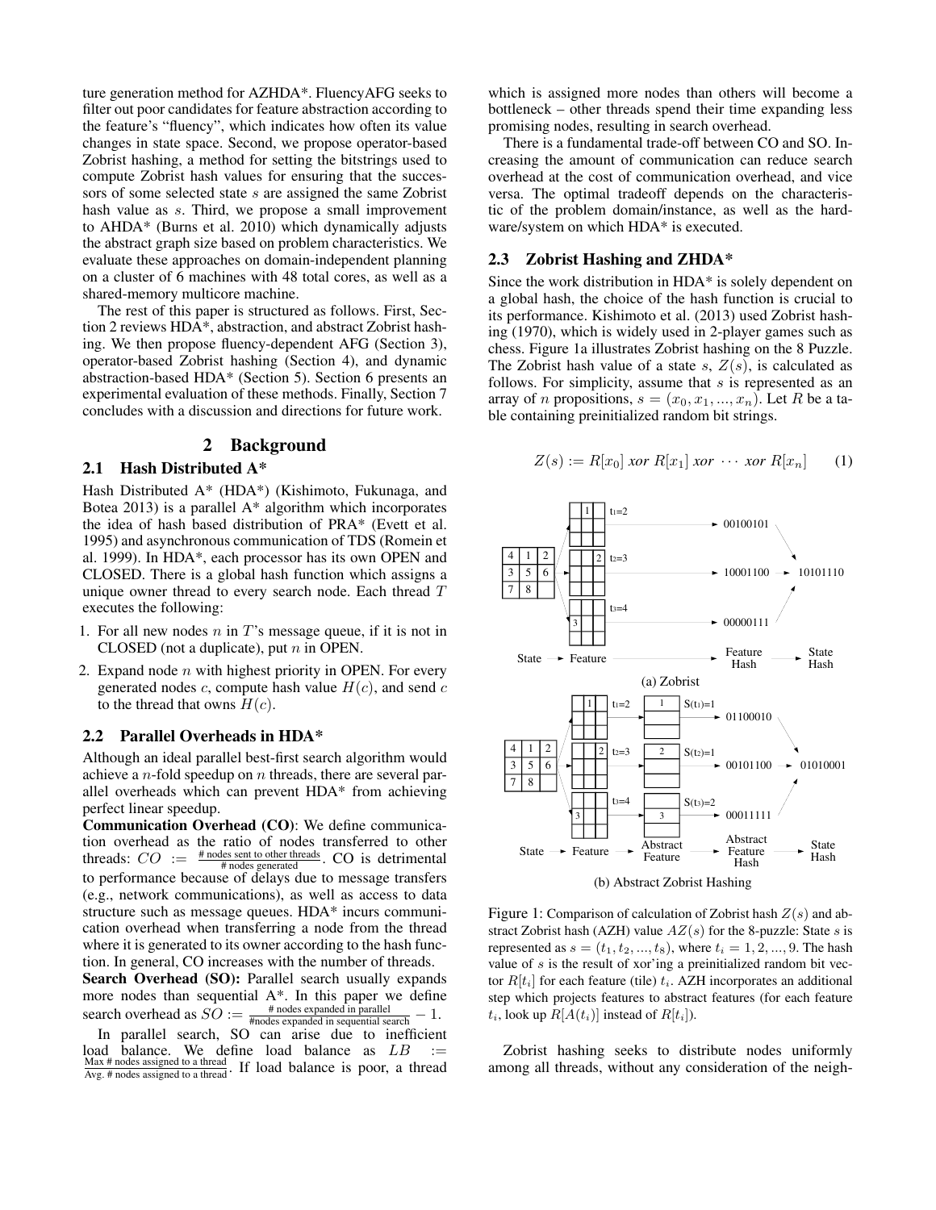ture generation method for AZHDA*. FluencyAFG seeks to filter out poor candidates for feature abstraction according to the feature's "fluency", which indicates how often its value changes in state space. Second, we propose operator-based Zobrist hashing, a method for setting the bitstrings used to compute Zobrist hash values for ensuring that the successors of some selected state $s$ are assigned the same Zobrist hash value as $s$. Third, we propose a small improvement to AHDA* (Burns et al. 2010) which dynamically adjusts the abstract graph size based on problem characteristics. We evaluate these approaches on domain-independent planning on a cluster of 6 machines with 48 total cores, as well as a shared-memory multicore machine.

The rest of this paper is structured as follows. First, Section 2 reviews HDA*, abstraction, and abstract Zobrist hashing. We then propose fluency-dependent AFG (Section 3), operator-based Zobrist hashing (Section 4), and dynamic abstraction-based HDA* (Section 5). Section 6 presents an experimental evaluation of these methods. Finally, Section 7 concludes with a discussion and directions for future work.

## 2 Background

### 2.1 Hash Distributed A*

Hash Distributed A* (HDA*) (Kishimoto, Fukunaga, and Botea 2013) is a parallel A* algorithm which incorporates the idea of hash based distribution of PRA* (Evett et al. 1995) and asynchronous communication of TDS (Romein et al. 1999). In HDA*, each processor has its own OPEN and CLOSED. There is a global hash function which assigns a unique owner thread to every search node. Each thread $T$ executes the following:

1. For all new nodes $n$ in $T$'s message queue, if it is not in CLOSED (not a duplicate), put $n$ in OPEN.
2. Expand node $n$ with highest priority in OPEN. For every generated nodes $c$, compute hash value $H(c)$, and send $c$ to the thread that owns $H(c)$.

### 2.2 Parallel Overheads in HDA*

Although an ideal parallel best-first search algorithm would achieve a $n$-fold speedup on $n$ threads, there are several parallel overheads which can prevent HDA* from achieving perfect linear speedup.

**Communication Overhead (CO)**: We define communication overhead as the ratio of nodes transferred to other threads: $CO := \frac{\text{\# nodes sent to other threads}}{\text{\# nodes generated}}$. CO is detrimental to performance because of delays due to message transfers (e.g., network communications), as well as access to data structure such as message queues. HDA* incurs communication overhead when transferring a node from the thread where it is generated to its owner according to the hash function. In general, CO increases with the number of threads.

**Search Overhead (SO):** Parallel search usually expands more nodes than sequential A*. In this paper we define search overhead as $SO := \frac{\text{\# nodes expanded in parallel}}{\text{\#nodes expanded in sequential search}} - 1$.

In parallel search, SO can arise due to inefficient load balance. We define load balance as $LB := \frac{\text{Max \# nodes assigned to a thread}}{\text{Avg. \# nodes assigned to a thread}}$. If load balance is poor, a thread which is assigned more nodes than others will become a bottleneck – other threads spend their time expanding less promising nodes, resulting in search overhead.

There is a fundamental trade-off between CO and SO. Increasing the amount of communication can reduce search overhead at the cost of communication overhead, and vice versa. The optimal tradeoff depends on the characteristic of the problem domain/instance, as well as the hardware/system on which HDA* is executed.

### 2.3 Zobrist Hashing and ZHDA*

Since the work distribution in HDA* is solely dependent on a global hash, the choice of the hash function is crucial to its performance. Kishimoto et al. (2013) used Zobrist hashing (1970), which is widely used in 2-player games such as chess. Figure 1a illustrates Zobrist hashing on the 8 Puzzle. The Zobrist hash value of a state $s$, $Z(s)$, is calculated as follows. For simplicity, assume that $s$ is represented as an array of $n$ propositions, $s = (x_0, x_1, ..., x_n)$. Let $R$ be a table containing preinitialized random bit strings.

$$Z(s) := R[x_0] \; xor \; R[x_1] \; xor \; \cdots \; xor \; R[x_n] \qquad (1)$$

(a) Zobrist

(b) Abstract Zobrist Hashing

Figure 1: Comparison of calculation of Zobrist hash $Z(s)$ and abstract Zobrist hash (AZH) value $AZ(s)$ for the 8-puzzle: State $s$ is represented as $s = (t_1, t_2, ..., t_8)$, where $t_i = 1, 2, ..., 9$. The hash value of $s$ is the result of xor'ing a preinitialized random bit vector $R[t_i]$ for each feature (tile) $t_i$. AZH incorporates an additional step which projects features to abstract features (for each feature $t_i$, look up $R[A(t_i)]$ instead of $R[t_i]$).

Zobrist hashing seeks to distribute nodes uniformly among all threads, without any consideration of the neigh-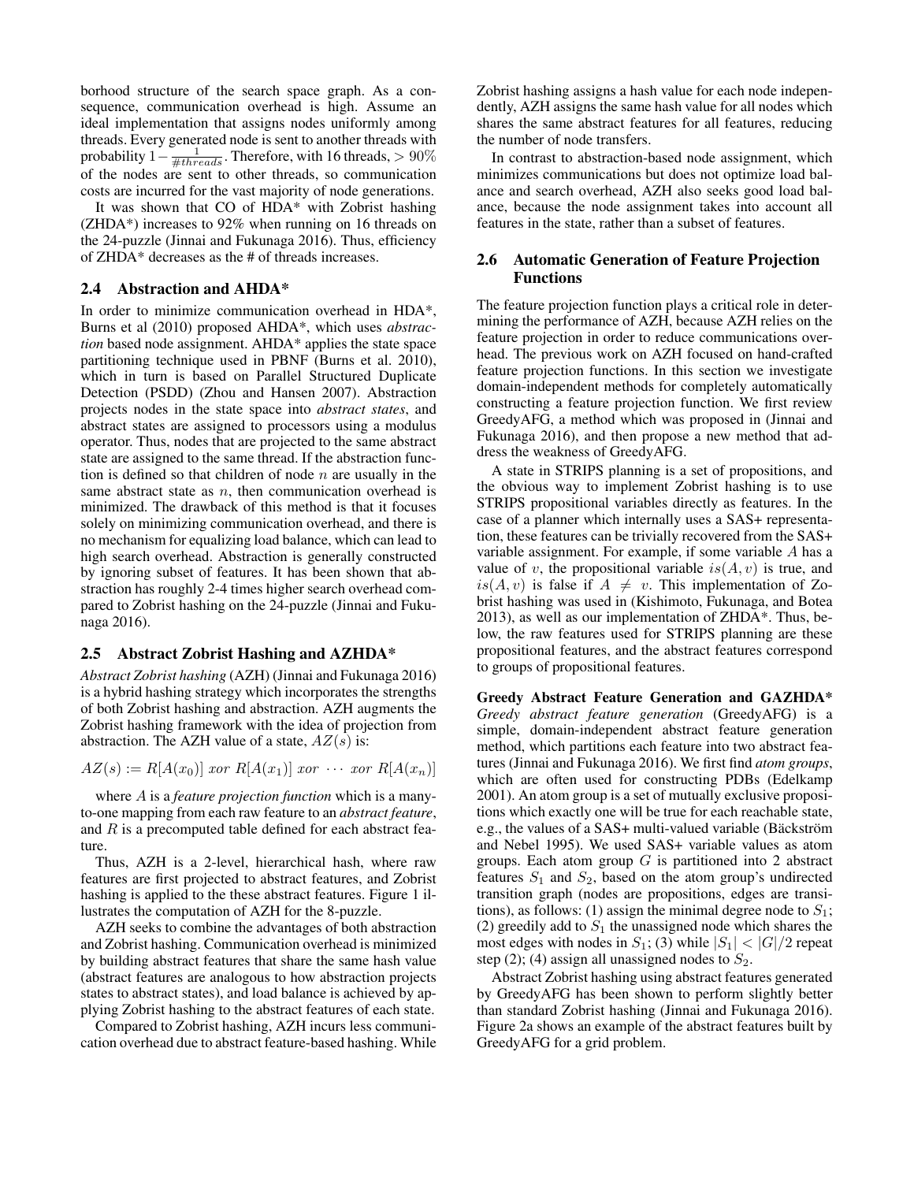borhood structure of the search space graph. As a consequence, communication overhead is high. Assume an ideal implementation that assigns nodes uniformly among threads. Every generated node is sent to another threads with probability $1 - \frac{1}{\#threads}$. Therefore, with 16 threads, $> 90\%$ of the nodes are sent to other threads, so communication costs are incurred for the vast majority of node generations.

It was shown that CO of HDA* with Zobrist hashing (ZHDA*) increases to 92% when running on 16 threads on the 24-puzzle (Jinnai and Fukunaga 2016). Thus, efficiency of ZHDA* decreases as the # of threads increases.

## 2.4 Abstraction and AHDA*

In order to minimize communication overhead in HDA*, Burns et al (2010) proposed AHDA*, which uses *abstraction* based node assignment. AHDA* applies the state space partitioning technique used in PBNF (Burns et al. 2010), which in turn is based on Parallel Structured Duplicate Detection (PSDD) (Zhou and Hansen 2007). Abstraction projects nodes in the state space into *abstract states*, and abstract states are assigned to processors using a modulus operator. Thus, nodes that are projected to the same abstract state are assigned to the same thread. If the abstraction function is defined so that children of node $n$ are usually in the same abstract state as $n$, then communication overhead is minimized. The drawback of this method is that it focuses solely on minimizing communication overhead, and there is no mechanism for equalizing load balance, which can lead to high search overhead. Abstraction is generally constructed by ignoring subset of features. It has been shown that abstraction has roughly 2-4 times higher search overhead compared to Zobrist hashing on the 24-puzzle (Jinnai and Fukunaga 2016).

## 2.5 Abstract Zobrist Hashing and AZHDA*

*Abstract Zobrist hashing* (AZH) (Jinnai and Fukunaga 2016) is a hybrid hashing strategy which incorporates the strengths of both Zobrist hashing and abstraction. AZH augments the Zobrist hashing framework with the idea of projection from abstraction. The AZH value of a state, $AZ(s)$ is:

$$AZ(s) := R[A(x_0)] \ xor \ R[A(x_1)] \ xor \ \cdots \ xor \ R[A(x_n)]$$

where $A$ is a *feature projection function* which is a many-to-one mapping from each raw feature to an *abstract feature*, and $R$ is a precomputed table defined for each abstract feature.

Thus, AZH is a 2-level, hierarchical hash, where raw features are first projected to abstract features, and Zobrist hashing is applied to the these abstract features. Figure 1 illustrates the computation of AZH for the 8-puzzle.

AZH seeks to combine the advantages of both abstraction and Zobrist hashing. Communication overhead is minimized by building abstract features that share the same hash value (abstract features are analogous to how abstraction projects states to abstract states), and load balance is achieved by applying Zobrist hashing to the abstract features of each state.

Compared to Zobrist hashing, AZH incurs less communication overhead due to abstract feature-based hashing. While Zobrist hashing assigns a hash value for each node independently, AZH assigns the same hash value for all nodes which shares the same abstract features for all features, reducing the number of node transfers.

In contrast to abstraction-based node assignment, which minimizes communications but does not optimize load balance and search overhead, AZH also seeks good load balance, because the node assignment takes into account all features in the state, rather than a subset of features.

## 2.6 Automatic Generation of Feature Projection Functions

The feature projection function plays a critical role in determining the performance of AZH, because AZH relies on the feature projection in order to reduce communications overhead. The previous work on AZH focused on hand-crafted feature projection functions. In this section we investigate domain-independent methods for completely automatically constructing a feature projection function. We first review GreedyAFG, a method which was proposed in (Jinnai and Fukunaga 2016), and then propose a new method that address the weakness of GreedyAFG.

A state in STRIPS planning is a set of propositions, and the obvious way to implement Zobrist hashing is to use STRIPS propositional variables directly as features. In the case of a planner which internally uses a SAS+ representation, these features can be trivially recovered from the SAS+ variable assignment. For example, if some variable $A$ has a value of $v$, the propositional variable $is(A, v)$ is true, and $is(A, v)$ is false if $A \neq v$. This implementation of Zobrist hashing was used in (Kishimoto, Fukunaga, and Botea 2013), as well as our implementation of ZHDA*. Thus, below, the raw features used for STRIPS planning are these propositional features, and the abstract features correspond to groups of propositional features.

**Greedy Abstract Feature Generation and GAZHDA*** *Greedy abstract feature generation* (GreedyAFG) is a simple, domain-independent abstract feature generation method, which partitions each feature into two abstract features (Jinnai and Fukunaga 2016). We first find *atom groups*, which are often used for constructing PDBs (Edelkamp 2001). An atom group is a set of mutually exclusive propositions which exactly one will be true for each reachable state, e.g., the values of a SAS+ multi-valued variable (Bäckström and Nebel 1995). We used SAS+ variable values as atom groups. Each atom group $G$ is partitioned into 2 abstract features $S_1$ and $S_2$, based on the atom group's undirected transition graph (nodes are propositions, edges are transitions), as follows: (1) assign the minimal degree node to $S_1$; (2) greedily add to $S_1$ the unassigned node which shares the most edges with nodes in $S_1$; (3) while $|S_1| < |G|/2$ repeat step (2); (4) assign all unassigned nodes to $S_2$.

Abstract Zobrist hashing using abstract features generated by GreedyAFG has been shown to perform slightly better than standard Zobrist hashing (Jinnai and Fukunaga 2016). Figure 2a shows an example of the abstract features built by GreedyAFG for a grid problem.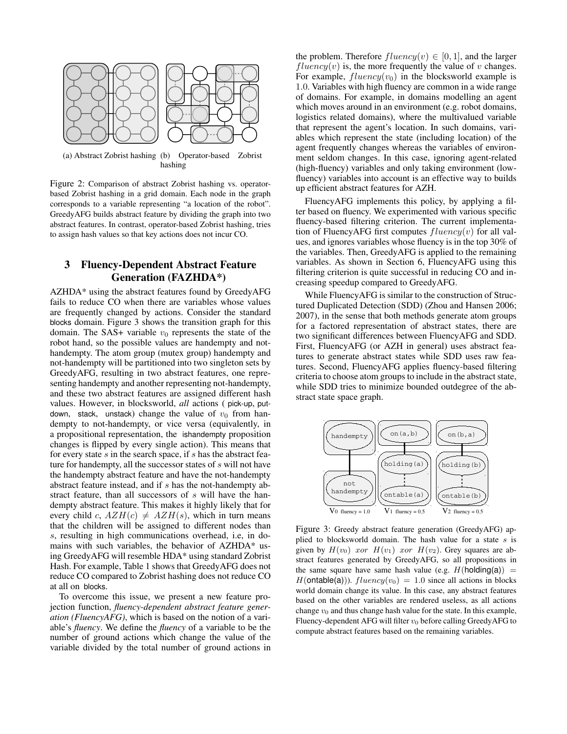(a) Abstract Zobrist hashing (b) Operator-based Zobrist hashing

Figure 2: Comparison of abstract Zobrist hashing vs. operator-based Zobrist hashing in a grid domain. Each node in the graph corresponds to a variable representing "a location of the robot". GreedyAFG builds abstract feature by dividing the graph into two abstract features. In contrast, operator-based Zobrist hashing, tries to assign hash values so that key actions does not incur CO.

## 3 Fluency-Dependent Abstract Feature Generation (FAZHDA*)

AZHDA* using the abstract features found by GreedyAFG fails to reduce CO when there are variables whose values are frequently changed by actions. Consider the standard blocks domain. Figure 3 shows the transition graph for this domain. The SAS+ variable $v_0$ represents the state of the robot hand, so the possible values are handempty and not-handempty. The atom group (mutex group) handempty and not-handempty will be partitioned into two singleton sets by GreedyAFG, resulting in two abstract features, one representing handempty and another representing not-handempty, and these two abstract features are assigned different hash values. However, in blocksworld, *all* actions ( pick-up, put-down, stack, unstack) change the value of $v_0$ from handempty to not-handempty, or vice versa (equivalently, in a propositional representation, the ishandempty proposition changes is flipped by every single action). This means that for every state $s$ in the search space, if $s$ has the abstract feature for handempty, all the successor states of $s$ will not have the handempty abstract feature and have the not-handempty abstract feature instead, and if $s$ has the not-handempty abstract feature, than all successors of $s$ will have the handempty abstract feature. This makes it highly likely that for every child $c$, $AZH(c) \neq AZH(s)$, which in turn means that the children will be assigned to different nodes than $s$, resulting in high communications overhead, i.e, in domains with such variables, the behavior of AZHDA* using GreedyAFG will resemble HDA* using standard Zobrist Hash. For example, Table 1 shows that GreedyAFG does not reduce CO compared to Zobrist hashing does not reduce CO at all on blocks.

To overcome this issue, we present a new feature projection function, *fluency-dependent abstract feature generation (FluencyAFG)*, which is based on the notion of a variable's *fluency*. We define the *fluency* of a variable to be the number of ground actions which change the value of the variable divided by the total number of ground actions in the problem. Therefore $fluency(v) \in [0, 1]$, and the larger $fluency(v)$ is, the more frequently the value of $v$ changes. For example, $fluency(v_0)$ in the blocksworld example is 1.0. Variables with high fluency are common in a wide range of domains. For example, in domains modelling an agent which moves around in an environment (e.g. robot domains, logistics related domains), where the multivalued variable that represent the agent's location. In such domains, variables which represent the state (including location) of the agent frequently changes whereas the variables of environment seldom changes. In this case, ignoring agent-related (high-fluency) variables and only taking environment (low-fluency) variables into account is an effective way to builds up efficient abstract features for AZH.

FluencyAFG implements this policy, by applying a filter based on fluency. We experimented with various specific fluency-based filtering criterion. The current implementation of FluencyAFG first computes $fluency(v)$ for all values, and ignores variables whose fluency is in the top 30% of the variables. Then, GreedyAFG is applied to the remaining variables. As shown in Section 6, FluencyAFG using this filtering criterion is quite successful in reducing CO and increasing speedup compared to GreedyAFG.

While FluencyAFG is similar to the construction of Structured Duplicated Detection (SDD) (Zhou and Hansen 2006; 2007), in the sense that both methods generate atom groups for a factored representation of abstract states, there are two significant differences between FluencyAFG and SDD. First, FluencyAFG (or AZH in general) uses abstract features to generate abstract states while SDD uses raw features. Second, FluencyAFG applies fluency-based filtering criteria to choose atom groups to include in the abstract state, while SDD tries to minimize bounded outdegree of the abstract state space graph.

Figure 3: Greedy abstract feature generation (GreedyAFG) applied to blocksworld domain. The hash value for a state $s$ is given by $H(v_0)\ xor\ H(v_1)\ xor\ H(v_2)$. Grey squares are abstract features generated by GreedyAFG, so all propositions in the same square have same hash value (e.g. $H(\text{holding(a)}) = H(\text{ontable(a)})$). $fluency(v_0) = 1.0$ since all actions in blocks world domain change its value. In this case, any abstract features based on the other variables are rendered useless, as all actions change $v_0$ and thus change hash value for the state. In this example, Fluency-dependent AFG will filter $v_0$ before calling GreedyAFG to compute abstract features based on the remaining variables.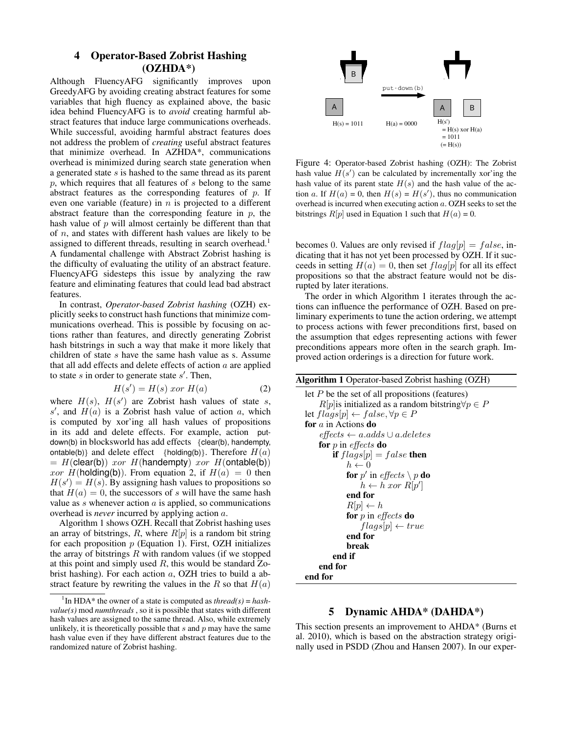## 4 Operator-Based Zobrist Hashing (OZHDA*)

Although FluencyAFG significantly improves upon GreedyAFG by avoiding creating abstract features for some variables that high fluency as explained above, the basic idea behind FluencyAFG is to *avoid* creating harmful abstract features that induce large communications overheads. While successful, avoiding harmful abstract features does not address the problem of *creating* useful abstract features that minimize overhead. In AZHDA*, communications overhead is minimized during search state generation when a generated state $s$ is hashed to the same thread as its parent $p$, which requires that all features of $s$ belong to the same abstract features as the corresponding features of $p$. If even one variable (feature) in $n$ is projected to a different abstract feature than the corresponding feature in $p$, the hash value of $p$ will almost certainly be different than that of $n$, and states with different hash values are likely to be assigned to different threads, resulting in search overhead.[1] A fundamental challenge with Abstract Zobrist hashing is the difficulty of evaluating the utility of an abstract feature. FluencyAFG sidesteps this issue by analyzing the raw feature and eliminating features that could lead bad abstract features.

In contrast, *Operator-based Zobrist hashing* (OZH) explicitly seeks to construct hash functions that minimize communications overhead. This is possible by focusing on actions rather than features, and directly generating Zobrist hash bitstrings in such a way that make it more likely that children of state $s$ have the same hash value as s. Assume that all add effects and delete effects of action $a$ are applied to state $s$ in order to generate state $s'$. Then,

$$H(s') = H(s) \; xor \; H(a) \tag{2}$$

where $H(s)$, $H(s')$ are Zobrist hash values of state $s$, $s'$, and $H(a)$ is a Zobrist hash value of action $a$, which is computed by xor'ing all hash values of propositions in its add and delete effects. For example, action put-down(b) in blocksworld has add effects {clear(b), handempty, ontable(b)} and delete effect {holding(b)}. Therefore $H(a) = H(\text{clear(b)}) \; xor \; H(\text{handempty}) \; xor \; H(\text{ontable(b)}) \; xor \; H(\text{holding(b)})$. From equation 2, if $H(a) = 0$ then $H(s') = H(s)$. By assigning hash values to propositions so that $H(a) = 0$, the successors of $s$ will have the same hash value as $s$ whenever action $a$ is applied, so communications overhead is *never* incurred by applying action $a$.

Algorithm 1 shows OZH. Recall that Zobrist hashing uses an array of bitstrings, $R$, where $R[p]$ is a random bit string for each proposition $p$ (Equation 1). First, OZH initializes the array of bitstrings $R$ with random values (if we stopped at this point and simply used $R$, this would be standard Zobrist hashing). For each action $a$, OZH tries to build a abstract feature by rewriting the values in the $R$ so that $H(a)$ becomes 0. Values are only revised if $flag[p] = false$, indicating that it has not yet been processed by OZH. If it succeeds in setting $H(a) = 0$, then set $flag[p]$ for all its effect propositions so that the abstract feature would not be disrupted by later iterations.

The order in which Algorithm 1 iterates through the actions can influence the performance of OZH. Based on preliminary experiments to tune the action ordering, we attempt to process actions with fewer preconditions first, based on the assumption that edges representing actions with fewer preconditions appears more often in the search graph. Improved action orderings is a direction for future work.

[1] In HDA* the owner of a state is computed as *thread(s) = hash-value(s)* mod *numthreads* , so it is possible that states with different hash values are assigned to the same thread. Also, while extremely unlikely, it is theoretically possible that $s$ and $p$ may have the same hash value even if they have different abstract features due to the randomized nature of Zobrist hashing.

Figure 4: Operator-based Zobrist hashing (OZH): The Zobrist hash value $H(s')$ can be calculated by incrementally xor'ing the hash value of its parent state $H(s)$ and the hash value of the action $a$. If $H(a) = 0$, then $H(s) = H(s')$, thus no communication overhead is incurred when executing action $a$. OZH seeks to set the bitstrings $R[p]$ used in Equation 1 such that $H(a) = 0$.

**Algorithm 1** Operator-based Zobrist hashing (OZH)

```
let P be the set of all propositions (features)
    R[p] is initialized as a random bitstring ∀p ∈ P
let flags[p] ← false, ∀p ∈ P
for a in Actions do
    effects ← a.adds ∪ a.deletes
    for p in effects do
        if flags[p] = false then
            h ← 0
            for p' in effects \ p do
                h ← h xor R[p']
            end for
            R[p] ← h
            for p in effects do
                flags[p] ← true
            end for
            break
        end if
    end for
end for
```

## 5 Dynamic AHDA* (DAHDA*)

This section presents an improvement to AHDA* (Burns et al. 2010), which is based on the abstraction strategy originally used in PSDD (Zhou and Hansen 2007). In our exper-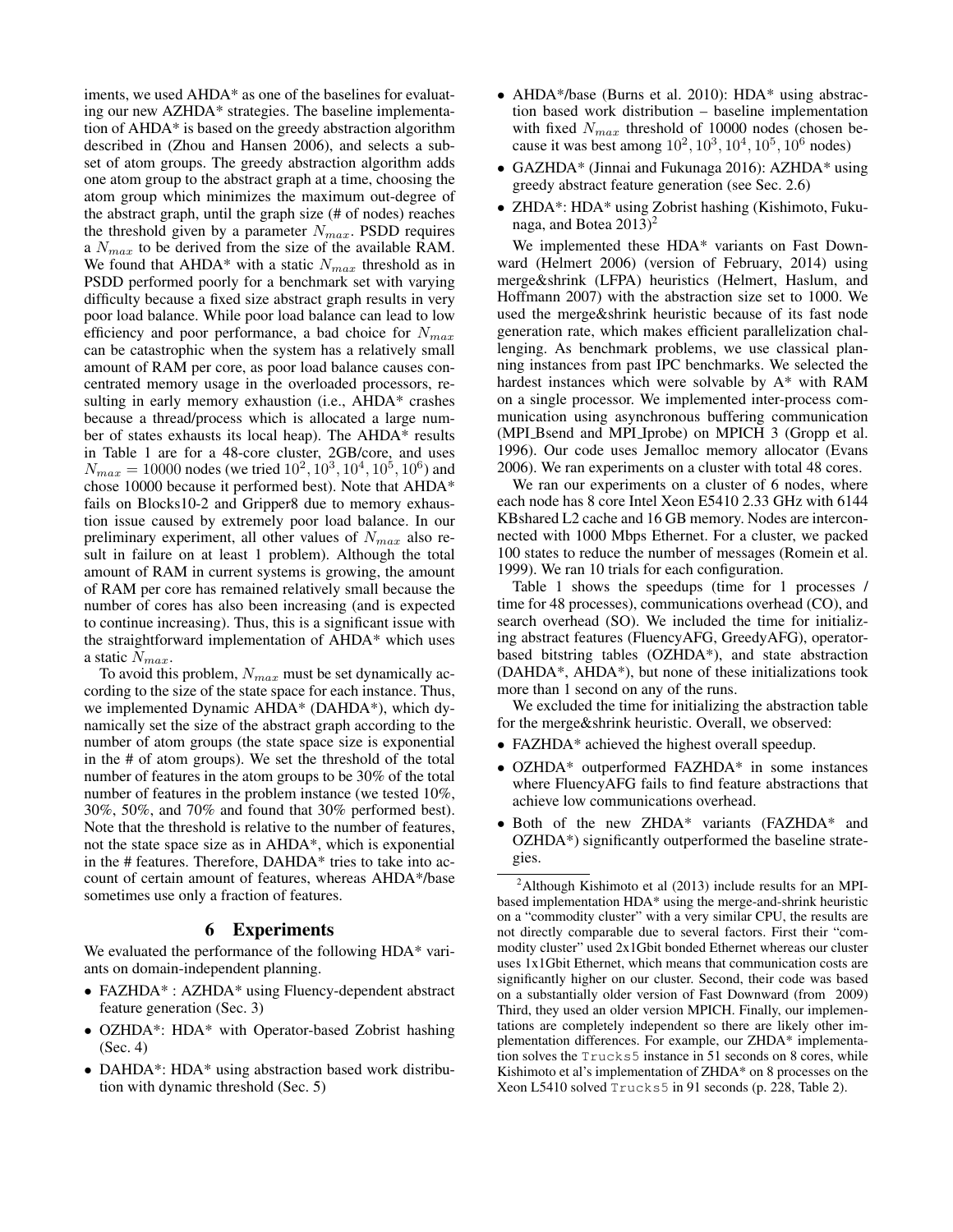iments, we used AHDA* as one of the baselines for evaluating our new AZHDA* strategies. The baseline implementation of AHDA* is based on the greedy abstraction algorithm described in (Zhou and Hansen 2006), and selects a subset of atom groups. The greedy abstraction algorithm adds one atom group to the abstract graph at a time, choosing the atom group which minimizes the maximum out-degree of the abstract graph, until the graph size (# of nodes) reaches the threshold given by a parameter $N_{max}$. PSDD requires a $N_{max}$ to be derived from the size of the available RAM. We found that AHDA* with a static $N_{max}$ threshold as in PSDD performed poorly for a benchmark set with varying difficulty because a fixed size abstract graph results in very poor load balance. While poor load balance can lead to low efficiency and poor performance, a bad choice for $N_{max}$ can be catastrophic when the system has a relatively small amount of RAM per core, as poor load balance causes concentrated memory usage in the overloaded processors, resulting in early memory exhaustion (i.e., AHDA* crashes because a thread/process which is allocated a large number of states exhausts its local heap). The AHDA* results in Table 1 are for a 48-core cluster, 2GB/core, and uses $N_{max} = 10000$ nodes (we tried $10^2, 10^3, 10^4, 10^5, 10^6$) and chose 10000 because it performed best). Note that AHDA* fails on Blocks10-2 and Gripper8 due to memory exhaustion issue caused by extremely poor load balance. In our preliminary experiment, all other values of $N_{max}$ also result in failure on at least 1 problem). Although the total amount of RAM in current systems is growing, the amount of RAM per core has remained relatively small because the number of cores has also been increasing (and is expected to continue increasing). Thus, this is a significant issue with the straightforward implementation of AHDA* which uses a static $N_{max}$.

To avoid this problem, $N_{max}$ must be set dynamically according to the size of the state space for each instance. Thus, we implemented Dynamic AHDA* (DAHDA*), which dynamically set the size of the abstract graph according to the number of atom groups (the state space size is exponential in the # of atom groups). We set the threshold of the total number of features in the atom groups to be 30% of the total number of features in the problem instance (we tested 10%, 30%, 50%, and 70% and found that 30% performed best). Note that the threshold is relative to the number of features, not the state space size as in AHDA*, which is exponential in the # features. Therefore, DAHDA* tries to take into account of certain amount of features, whereas AHDA*/base sometimes use only a fraction of features.

## 6 Experiments

We evaluated the performance of the following HDA* variants on domain-independent planning.

- FAZHDA* : AZHDA* using Fluency-dependent abstract feature generation (Sec. 3)
- OZHDA*: HDA* with Operator-based Zobrist hashing (Sec. 4)
- DAHDA*: HDA* using abstraction based work distribution with dynamic threshold (Sec. 5)
- AHDA*/base (Burns et al. 2010): HDA* using abstraction based work distribution – baseline implementation with fixed $N_{max}$ threshold of 10000 nodes (chosen because it was best among $10^2, 10^3, 10^4, 10^5, 10^6$ nodes)
- GAZHDA* (Jinnai and Fukunaga 2016): AZHDA* using greedy abstract feature generation (see Sec. 2.6)
- ZHDA*: HDA* using Zobrist hashing (Kishimoto, Fukunaga, and Botea 2013)[2]

We implemented these HDA* variants on Fast Downward (Helmert 2006) (version of February, 2014) using merge&shrink (LFPA) heuristics (Helmert, Haslum, and Hoffmann 2007) with the abstraction size set to 1000. We used the merge&shrink heuristic because of its fast node generation rate, which makes efficient parallelization challenging. As benchmark problems, we use classical planning instances from past IPC benchmarks. We selected the hardest instances which were solvable by A* with RAM on a single processor. We implemented inter-process communication using asynchronous buffering communication (MPI_Bsend and MPI_Iprobe) on MPICH 3 (Gropp et al. 1996). Our code uses Jemalloc memory allocator (Evans 2006). We ran experiments on a cluster with total 48 cores.

We ran our experiments on a cluster of 6 nodes, where each node has 8 core Intel Xeon E5410 2.33 GHz with 6144 KBshared L2 cache and 16 GB memory. Nodes are interconnected with 1000 Mbps Ethernet. For a cluster, we packed 100 states to reduce the number of messages (Romein et al. 1999). We ran 10 trials for each configuration.

Table 1 shows the speedups (time for 1 processes / time for 48 processes), communications overhead (CO), and search overhead (SO). We included the time for initializing abstract features (FluencyAFG, GreedyAFG), operator-based bitstring tables (OZHDA*), and state abstraction (DAHDA*, AHDA*), but none of these initializations took more than 1 second on any of the runs.

We excluded the time for initializing the abstraction table for the merge&shrink heuristic. Overall, we observed:

- FAZHDA* achieved the highest overall speedup.
- OZHDA* outperformed FAZHDA* in some instances where FluencyAFG fails to find feature abstractions that achieve low communications overhead.
- Both of the new ZHDA* variants (FAZHDA* and OZHDA*) significantly outperformed the baseline strategies.

[2] Although Kishimoto et al (2013) include results for an MPI-based implementation HDA* using the merge-and-shrink heuristic on a "commodity cluster" with a very similar CPU, the results are not directly comparable due to several factors. First their "commodity cluster" used 2x1Gbit bonded Ethernet whereas our cluster uses 1x1Gbit Ethernet, which means that communication costs are significantly higher on our cluster. Second, their code was based on a substantially older version of Fast Downward (from 2009) Third, they used an older version MPICH. Finally, our implementations are completely independent so there are likely other implementation differences. For example, our ZHDA* implementation solves the Trucks5 instance in 51 seconds on 8 cores, while Kishimoto et al's implementation of ZHDA* on 8 processes on the Xeon L5410 solved Trucks5 in 91 seconds (p. 228, Table 2).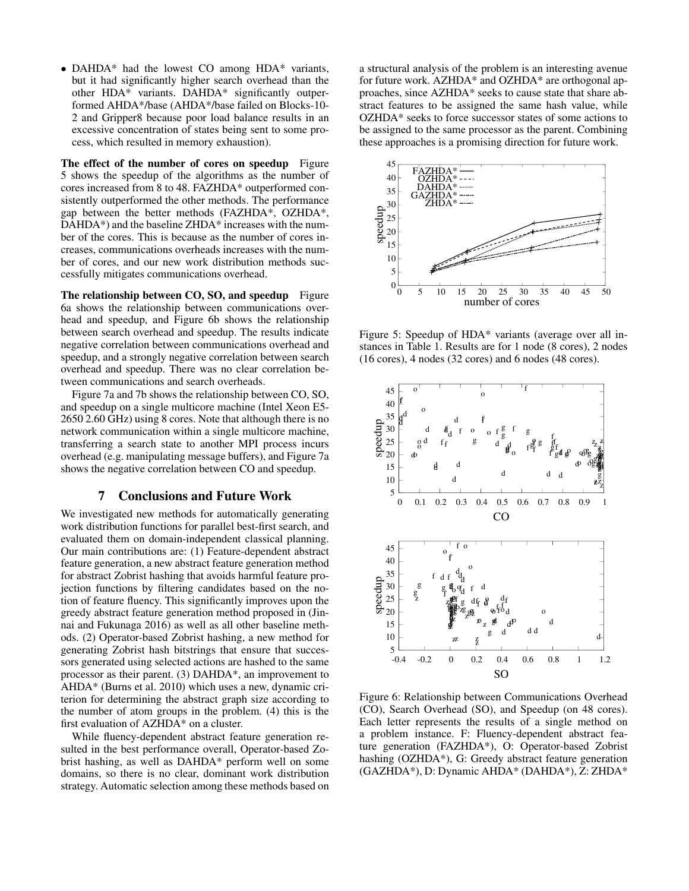- DAHDA* had the lowest CO among HDA* variants, but it had significantly higher search overhead than the other HDA* variants. DAHDA* significantly outperformed AHDA*/base (AHDA*/base failed on Blocks-10-2 and Gripper8 because poor load balance results in an excessive concentration of states being sent to some process, which resulted in memory exhaustion).

**The effect of the number of cores on speedup** Figure 5 shows the speedup of the algorithms as the number of cores increased from 8 to 48. FAZHDA* outperformed consistently outperformed the other methods. The performance gap between the better methods (FAZHDA*, OZHDA*, DAHDA*) and the baseline ZHDA* increases with the number of the cores. This is because as the number of cores increases, communications overheads increases with the number of cores, and our new work distribution methods successfully mitigates communications overhead.

**The relationship between CO, SO, and speedup** Figure 6a shows the relationship between communications overhead and speedup, and Figure 6b shows the relationship between search overhead and speedup. The results indicate negative correlation between communications overhead and speedup, and a strongly negative correlation between search overhead and speedup. There was no clear correlation between communications and search overheads.

Figure 7a and 7b shows the relationship between CO, SO, and speedup on a single multicore machine (Intel Xeon E5-2650 2.60 GHz) using 8 cores. Note that although there is no network communication within a single multicore machine, transferring a search state to another MPI process incurs overhead (e.g. manipulating message buffers), and Figure 7a shows the negative correlation between CO and speedup.

## 7 Conclusions and Future Work

We investigated new methods for automatically generating work distribution functions for parallel best-first search, and evaluated them on domain-independent classical planning. Our main contributions are: (1) Feature-dependent abstract feature generation, a new abstract feature generation method for abstract Zobrist hashing that avoids harmful feature projection functions by filtering candidates based on the notion of feature fluency. This significantly improves upon the greedy abstract feature generation method proposed in (Jinnai and Fukunaga 2016) as well as all other baseline methods. (2) Operator-based Zobrist hashing, a new method for generating Zobrist hash bitstrings that ensure that successors generated using selected actions are hashed to the same processor as their parent. (3) DAHDA*, an improvement to AHDA* (Burns et al. 2010) which uses a new, dynamic criterion for determining the abstract graph size according to the number of atom groups in the problem. (4) this is the first evaluation of AZHDA* on a cluster.

While fluency-dependent abstract feature generation resulted in the best performance overall, Operator-based Zobrist hashing, as well as DAHDA* perform well on some domains, so there is no clear, dominant work distribution strategy. Automatic selection among these methods based on a structural analysis of the problem is an interesting avenue for future work. AZHDA* and OZHDA* are orthogonal approaches, since AZHDA* seeks to cause state that share abstract features to be assigned the same hash value, while OZHDA* seeks to force successor states of some actions to be assigned to the same processor as the parent. Combining these approaches is a promising direction for future work.

Figure 5: Speedup of HDA* variants (average over all instances in Table 1. Results are for 1 node (8 cores), 2 nodes (16 cores), 4 nodes (32 cores) and 6 nodes (48 cores).

Figure 6: Relationship between Communications Overhead (CO), Search Overhead (SO), and Speedup (on 48 cores). Each letter represents the results of a single method on a problem instance. F: Fluency-dependent abstract feature generation (FAZHDA*), O: Operator-based Zobrist hashing (OZHDA*), G: Greedy abstract feature generation (GAZHDA*), D: Dynamic AHDA* (DAHDA*), Z: ZHDA*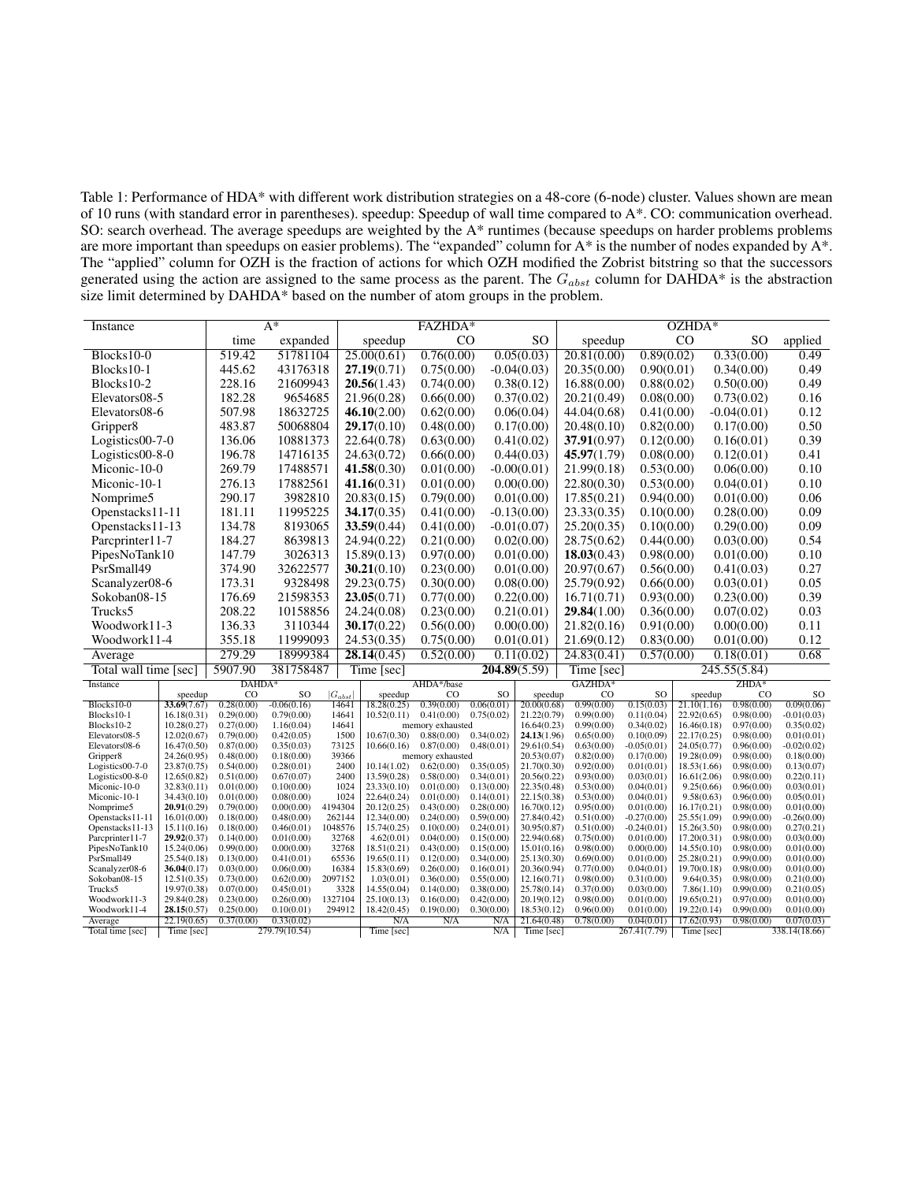Table 1: Performance of HDA* with different work distribution strategies on a 48-core (6-node) cluster. Values shown are mean of 10 runs (with standard error in parentheses). speedup: Speedup of wall time compared to A*. CO: communication overhead. SO: search overhead. The average speedups are weighted by the A* runtimes (because speedups on harder problems problems are more important than speedups on easier problems). The "expanded" column for A* is the number of nodes expanded by A*. The "applied" column for OZH is the fraction of actions for which OZH modified the Zobrist bitstring so that the successors generated using the action are assigned to the same process as the parent. The $G_{abst}$ column for DAHDA* is the abstraction size limit determined by DAHDA* based on the number of atom groups in the problem.

| Instance | A* | | FAZHDA* | | | OZHDA* | | | |
|---|---|---|---|---|---|---|---|---|---|
| | time | expanded | speedup | CO | SO | speedup | CO | SO | applied |
| Blocks10-0 | 519.42 | 51781104 | 25.00(0.61) | 0.76(0.00) | 0.05(0.03) | 20.81(0.00) | 0.89(0.02) | 0.33(0.00) | 0.49 |
| Blocks10-1 | 445.62 | 43176318 | **27.19**(0.71) | 0.75(0.00) | -0.04(0.03) | 20.35(0.00) | 0.90(0.01) | 0.34(0.00) | 0.49 |
| Blocks10-2 | 228.16 | 21609943 | **20.56**(1.43) | 0.74(0.00) | 0.38(0.12) | 16.88(0.00) | 0.88(0.02) | 0.50(0.00) | 0.49 |
| Elevators08-5 | 182.28 | 9654685 | 21.96(0.28) | 0.66(0.00) | 0.37(0.02) | 20.21(0.49) | 0.08(0.00) | 0.73(0.02) | 0.16 |
| Elevators08-6 | 507.98 | 18632725 | **46.10**(2.00) | 0.62(0.00) | 0.06(0.04) | 44.04(0.68) | 0.41(0.00) | -0.04(0.01) | 0.12 |
| Gripper8 | 483.87 | 50068804 | **29.17**(0.10) | 0.48(0.00) | 0.17(0.00) | 20.48(0.10) | 0.82(0.00) | 0.17(0.00) | 0.50 |
| Logistics00-7-0 | 136.06 | 10881373 | 22.64(0.78) | 0.63(0.00) | 0.41(0.02) | **37.91**(0.97) | 0.12(0.00) | 0.16(0.01) | 0.39 |
| Logistics00-8-0 | 196.78 | 14716135 | 24.63(0.72) | 0.66(0.00) | 0.44(0.03) | **45.97**(1.79) | 0.08(0.00) | 0.12(0.01) | 0.41 |
| Miconic-10-0 | 269.79 | 17488571 | **41.58**(0.30) | 0.01(0.00) | -0.00(0.01) | 21.99(0.18) | 0.53(0.00) | 0.06(0.00) | 0.10 |
| Miconic-10-1 | 276.13 | 17882561 | **41.16**(0.31) | 0.01(0.00) | 0.00(0.00) | 22.80(0.30) | 0.53(0.00) | 0.04(0.01) | 0.10 |
| Nomprime5 | 290.17 | 3982810 | 20.83(0.15) | 0.79(0.00) | 0.01(0.00) | 17.85(0.21) | 0.94(0.00) | 0.01(0.00) | 0.06 |
| Openstacks11-11 | 181.11 | 11995225 | **34.17**(0.35) | 0.41(0.00) | -0.13(0.00) | 23.33(0.35) | 0.10(0.00) | 0.28(0.00) | 0.09 |
| Openstacks11-13 | 134.78 | 8193065 | **33.59**(0.44) | 0.41(0.00) | -0.01(0.07) | 25.20(0.35) | 0.10(0.00) | 0.29(0.00) | 0.09 |
| Parcprinter11-7 | 184.27 | 8639813 | 24.94(0.22) | 0.21(0.00) | 0.02(0.00) | 28.75(0.62) | 0.44(0.00) | 0.03(0.00) | 0.54 |
| PipesNoTank10 | 147.79 | 3026313 | 15.89(0.13) | 0.97(0.00) | 0.01(0.00) | **18.03**(0.43) | 0.98(0.00) | 0.01(0.00) | 0.10 |
| PsrSmall49 | 374.90 | 32622577 | **30.21**(0.10) | 0.23(0.00) | 0.01(0.00) | 20.97(0.67) | 0.56(0.00) | 0.41(0.03) | 0.27 |
| Scanalyzer08-6 | 173.31 | 9328498 | 29.23(0.75) | 0.30(0.00) | 0.08(0.00) | 25.79(0.92) | 0.66(0.00) | 0.03(0.01) | 0.05 |
| Sokoban08-15 | 176.69 | 21598353 | **23.05**(0.71) | 0.77(0.00) | 0.22(0.00) | 16.71(0.71) | 0.93(0.00) | 0.23(0.00) | 0.39 |
| Trucks5 | 208.22 | 10158856 | 24.24(0.08) | 0.23(0.00) | 0.21(0.01) | **29.84**(1.00) | 0.36(0.00) | 0.07(0.02) | 0.03 |
| Woodwork11-3 | 136.33 | 3110344 | **30.17**(0.22) | 0.56(0.00) | 0.00(0.00) | 21.82(0.16) | 0.91(0.00) | 0.00(0.00) | 0.11 |
| Woodwork11-4 | 355.18 | 11999093 | 24.53(0.35) | 0.75(0.00) | 0.01(0.01) | 21.69(0.12) | 0.83(0.00) | 0.01(0.00) | 0.12 |
| Average | 279.29 | 18999384 | **28.14**(0.45) | 0.52(0.00) | 0.11(0.02) | 24.83(0.41) | 0.57(0.00) | 0.18(0.01) | 0.68 |
| Total wall time [sec] | 5907.90 | 381758487 | Time [sec] | | **204.89**(5.59) | Time [sec] | | 245.55(5.84) | |

| Instance | DAHDA* | | | | AHDA*/base | | | GAZHDA* | | | ZHDA* | | |
|---|---|---|---|---|---|---|---|---|---|---|---|---|---|
| | speedup | CO | SO | $\lvert G_{abst}\rvert$ | speedup | CO | SO | speedup | CO | SO | speedup | CO | SO |
| Blocks10-0 | **33.69**(7.67) | 0.28(0.00) | -0.06(0.16) | 14641 | 18.28(0.25) | 0.39(0.00) | 0.06(0.01) | 20.00(0.68) | 0.99(0.00) | 0.15(0.03) | 21.10(1.16) | 0.98(0.00) | 0.09(0.06) |
| Blocks10-1 | 16.18(0.31) | 0.29(0.00) | 0.79(0.00) | 14641 | 10.52(0.11) | 0.41(0.00) | 0.75(0.02) | 21.22(0.79) | 0.99(0.00) | 0.11(0.04) | 22.92(0.65) | 0.98(0.00) | -0.01(0.03) |
| Blocks10-2 | 10.28(0.27) | 0.27(0.00) | 1.16(0.04) | 14641 | memory exhausted | | | 16.64(0.23) | 0.99(0.00) | 0.34(0.02) | 16.46(0.18) | 0.97(0.00) | 0.35(0.02) |
| Elevators08-5 | 12.02(0.67) | 0.79(0.00) | 0.42(0.05) | 1500 | 10.67(0.30) | 0.88(0.00) | 0.34(0.02) | **24.13**(1.96) | 0.65(0.00) | 0.10(0.09) | 22.17(0.25) | 0.98(0.00) | 0.01(0.01) |
| Elevators08-6 | 16.47(0.50) | 0.87(0.00) | 0.35(0.03) | 73125 | 10.66(0.16) | 0.87(0.00) | 0.48(0.01) | 29.61(0.54) | 0.63(0.00) | -0.05(0.01) | 24.05(0.77) | 0.96(0.00) | -0.02(0.02) |
| Gripper8 | 24.26(0.95) | 0.48(0.00) | 0.18(0.00) | 39366 | memory exhausted | | | 20.53(0.07) | 0.82(0.00) | 0.17(0.00) | 19.28(0.09) | 0.98(0.00) | 0.18(0.00) |
| Logistics00-7-0 | 23.87(0.75) | 0.54(0.00) | 0.28(0.01) | 2400 | 10.14(1.02) | 0.62(0.00) | 0.35(0.05) | 21.70(0.30) | 0.92(0.00) | 0.01(0.01) | 18.53(1.66) | 0.98(0.00) | 0.13(0.07) |
| Logistics00-8-0 | 12.65(0.82) | 0.51(0.00) | 0.67(0.07) | 2400 | 13.59(0.28) | 0.58(0.00) | 0.34(0.01) | 20.56(0.22) | 0.93(0.00) | 0.03(0.01) | 16.61(2.06) | 0.98(0.00) | 0.22(0.11) |
| Miconic-10-0 | 32.83(0.11) | 0.01(0.00) | 0.10(0.00) | 1024 | 23.33(0.10) | 0.01(0.00) | 0.13(0.00) | 22.35(0.48) | 0.53(0.00) | 0.04(0.01) | 9.25(0.66) | 0.96(0.00) | 0.03(0.01) |
| Miconic-10-1 | 34.43(0.10) | 0.01(0.00) | 0.08(0.00) | 1024 | 22.64(0.24) | 0.01(0.00) | 0.14(0.01) | 22.15(0.38) | 0.53(0.00) | 0.04(0.01) | 9.58(0.63) | 0.96(0.00) | 0.05(0.01) |
| Nomprime5 | **20.91**(0.29) | 0.79(0.00) | 0.00(0.00) | 4194304 | 20.12(0.25) | 0.43(0.00) | 0.28(0.00) | 16.70(0.12) | 0.95(0.00) | 0.01(0.00) | 16.17(0.21) | 0.98(0.00) | 0.01(0.00) |
| Openstacks11-11 | 16.01(0.00) | 0.18(0.00) | 0.48(0.00) | 262144 | 12.34(0.00) | 0.24(0.00) | 0.59(0.00) | 27.84(0.42) | 0.51(0.00) | -0.27(0.00) | 25.55(1.09) | 0.99(0.00) | -0.26(0.00) |
| Openstacks11-13 | 15.11(0.16) | 0.18(0.00) | 0.46(0.01) | 1048576 | 15.74(0.25) | 0.10(0.00) | 0.24(0.01) | 30.95(0.87) | 0.51(0.00) | -0.24(0.01) | 15.26(3.50) | 0.98(0.00) | 0.27(0.21) |
| Parcprinter11-7 | **29.92**(0.37) | 0.14(0.00) | 0.01(0.00) | 32768 | 4.62(0.01) | 0.04(0.00) | 0.15(0.00) | 22.94(0.68) | 0.75(0.00) | 0.01(0.00) | 17.20(0.31) | 0.98(0.00) | 0.03(0.00) |
| PipesNoTank10 | 15.24(0.06) | 0.99(0.00) | 0.00(0.00) | 32768 | 18.51(0.21) | 0.43(0.00) | 0.15(0.00) | 15.01(0.16) | 0.98(0.00) | 0.00(0.00) | 14.55(0.10) | 0.98(0.00) | 0.01(0.00) |
| PsrSmall49 | 25.54(0.18) | 0.13(0.00) | 0.41(0.01) | 65536 | 19.65(0.11) | 0.12(0.00) | 0.34(0.00) | 25.13(0.30) | 0.69(0.00) | 0.01(0.00) | 25.28(0.21) | 0.99(0.00) | 0.01(0.00) |
| Scanalyzer08-6 | **36.04**(0.17) | 0.03(0.00) | 0.06(0.00) | 16384 | 15.83(0.69) | 0.26(0.00) | 0.16(0.01) | 20.36(0.94) | 0.77(0.00) | 0.04(0.01) | 19.70(0.18) | 0.98(0.00) | 0.01(0.00) |
| Sokoban08-15 | 12.51(0.35) | 0.73(0.00) | 0.62(0.00) | 2097152 | 1.03(0.01) | 0.36(0.00) | 0.55(0.00) | 12.16(0.71) | 0.98(0.00) | 0.31(0.00) | 9.64(0.35) | 0.98(0.00) | 0.21(0.00) |
| Trucks5 | 19.97(0.38) | 0.07(0.00) | 0.45(0.01) | 3328 | 14.55(0.04) | 0.14(0.00) | 0.38(0.00) | 25.78(0.14) | 0.37(0.00) | 0.03(0.00) | 7.86(1.10) | 0.99(0.00) | 0.21(0.05) |
| Woodwork11-3 | 29.84(0.28) | 0.23(0.00) | 0.26(0.00) | 1327104 | 25.10(0.13) | 0.16(0.00) | 0.42(0.00) | 20.19(0.12) | 0.98(0.00) | 0.01(0.00) | 19.65(0.21) | 0.97(0.00) | 0.01(0.00) |
| Woodwork11-4 | **28.15**(0.57) | 0.25(0.00) | 0.10(0.01) | 294912 | 18.42(0.45) | 0.19(0.00) | 0.30(0.00) | 18.53(0.12) | 0.96(0.00) | 0.01(0.00) | 19.22(0.14) | 0.99(0.00) | 0.01(0.00) |
| Average | 22.19(0.65) | 0.37(0.00) | 0.33(0.02) | | N/A | N/A | N/A | 21.64(0.48) | 0.78(0.00) | 0.04(0.01) | 17.62(0.93) | 0.98(0.00) | 0.07(0.03) |
| Total time [sec] | Time [sec] | | 279.79(10.54) | | Time [sec] | | N/A | Time [sec] | | 267.41(7.79) | Time [sec] | | 338.14(18.66) |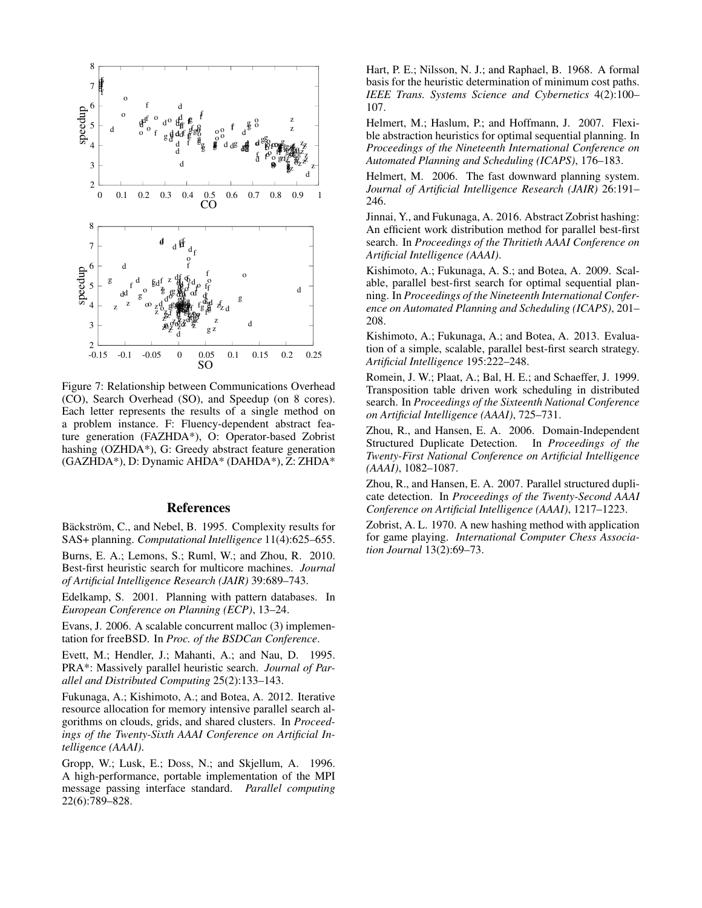8
7
6
5
4
3
2
speedup
0 0.1 0.2 0.3 0.4 0.5 0.6 0.7 0.8 0.9 1
CO

8
7
6
5
4
3
2
speedup
-0.15 -0.1 -0.05 0 0.05 0.1 0.15 0.2 0.25
SO

Figure 7: Relationship between Communications Overhead (CO), Search Overhead (SO), and Speedup (on 8 cores). Each letter represents the results of a single method on a problem instance. F: Fluency-dependent abstract feature generation (FAZHDA*), O: Operator-based Zobrist hashing (OZHDA*), G: Greedy abstract feature generation (GAZHDA*), D: Dynamic AHDA* (DAHDA*), Z: ZHDA*

## References

Bäckström, C., and Nebel, B. 1995. Complexity results for SAS+ planning. *Computational Intelligence* 11(4):625–655.

Burns, E. A.; Lemons, S.; Ruml, W.; and Zhou, R. 2010. Best-first heuristic search for multicore machines. *Journal of Artificial Intelligence Research (JAIR)* 39:689–743.

Edelkamp, S. 2001. Planning with pattern databases. In *European Conference on Planning (ECP)*, 13–24.

Evans, J. 2006. A scalable concurrent malloc (3) implementation for freeBSD. In *Proc. of the BSDCan Conference*.

Evett, M.; Hendler, J.; Mahanti, A.; and Nau, D. 1995. PRA*: Massively parallel heuristic search. *Journal of Parallel and Distributed Computing* 25(2):133–143.

Fukunaga, A.; Kishimoto, A.; and Botea, A. 2012. Iterative resource allocation for memory intensive parallel search algorithms on clouds, grids, and shared clusters. In *Proceedings of the Twenty-Sixth AAAI Conference on Artificial Intelligence (AAAI)*.

Gropp, W.; Lusk, E.; Doss, N.; and Skjellum, A. 1996. A high-performance, portable implementation of the MPI message passing interface standard. *Parallel computing* 22(6):789–828.

Hart, P. E.; Nilsson, N. J.; and Raphael, B. 1968. A formal basis for the heuristic determination of minimum cost paths. *IEEE Trans. Systems Science and Cybernetics* 4(2):100–107.

Helmert, M.; Haslum, P.; and Hoffmann, J. 2007. Flexible abstraction heuristics for optimal sequential planning. In *Proceedings of the Nineteenth International Conference on Automated Planning and Scheduling (ICAPS)*, 176–183.

Helmert, M. 2006. The fast downward planning system. *Journal of Artificial Intelligence Research (JAIR)* 26:191–246.

Jinnai, Y., and Fukunaga, A. 2016. Abstract Zobrist hashing: An efficient work distribution method for parallel best-first search. In *Proceedings of the Thritieth AAAI Conference on Artificial Intelligence (AAAI)*.

Kishimoto, A.; Fukunaga, A. S.; and Botea, A. 2009. Scalable, parallel best-first search for optimal sequential planning. In *Proceedings of the Nineteenth International Conference on Automated Planning and Scheduling (ICAPS)*, 201–208.

Kishimoto, A.; Fukunaga, A.; and Botea, A. 2013. Evaluation of a simple, scalable, parallel best-first search strategy. *Artificial Intelligence* 195:222–248.

Romein, J. W.; Plaat, A.; Bal, H. E.; and Schaeffer, J. 1999. Transposition table driven work scheduling in distributed search. In *Proceedings of the Sixteenth National Conference on Artificial Intelligence (AAAI)*, 725–731.

Zhou, R., and Hansen, E. A. 2006. Domain-Independent Structured Duplicate Detection. In *Proceedings of the Twenty-First National Conference on Artificial Intelligence (AAAI)*, 1082–1087.

Zhou, R., and Hansen, E. A. 2007. Parallel structured duplicate detection. In *Proceedings of the Twenty-Second AAAI Conference on Artificial Intelligence (AAAI)*, 1217–1223.

Zobrist, A. L. 1970. A new hashing method with application for game playing. *International Computer Chess Association Journal* 13(2):69–73.